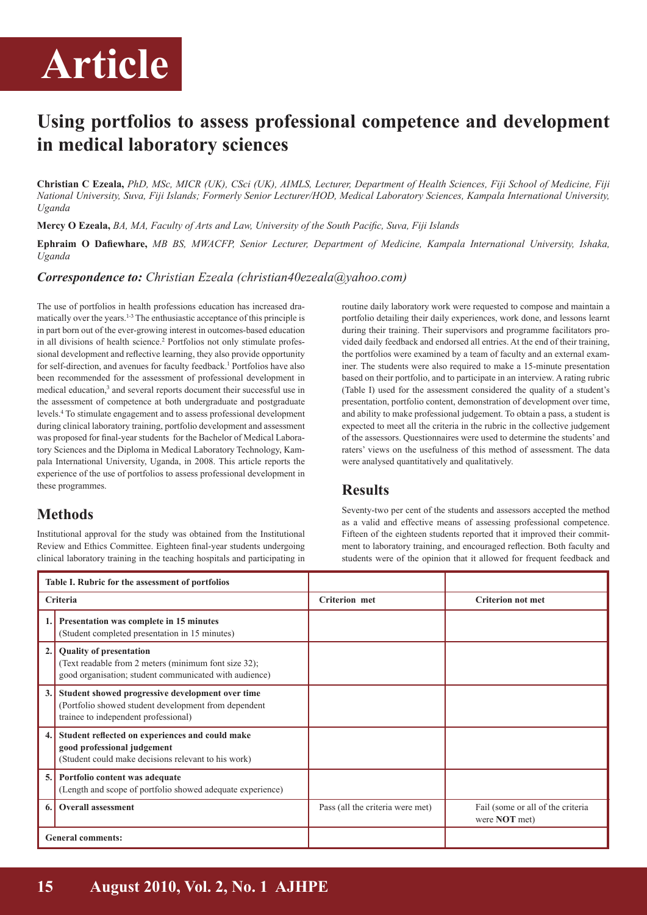# Article

# Using portfolios to assess professional competence and development in medical laboratory sciences

**Christian C Ezeala,** *PhD, MSc, MICR (UK), CSci (UK), AIMLS, Lecturer, Department of Health Sciences, Fiji School of Medicine, Fiji National University, Suva, Fiji Islands; Formerly Senior Lecturer/HOD, Medical Laboratory Sciences, Kampala International University, Uganda*

**Mercy O Ezeala,** *BA, MA, Faculty of Arts and Law, University of the South Pacific, Suva, Fiji Islands*

**Ephraim O Dafiewhare,** *MB BS, MWACFP, Senior Lecturer, Department of Medicine, Kampala International University, Ishaka, Uganda*

***Correspondence to:*** *Christian Ezeala (christian40ezeala@yahoo.com)*

The use of portfolios in health professions education has increased dramatically over the years.[1-3] The enthusiastic acceptance of this principle is in part born out of the ever-growing interest in outcomes-based education in all divisions of health science.[2] Portfolios not only stimulate professional development and reflective learning, they also provide opportunity for self-direction, and avenues for faculty feedback.[1] Portfolios have also been recommended for the assessment of professional development in medical education,[3] and several reports document their successful use in the assessment of competence at both undergraduate and postgraduate levels.[4] To stimulate engagement and to assess professional development during clinical laboratory training, portfolio development and assessment was proposed for final-year students for the Bachelor of Medical Laboratory Sciences and the Diploma in Medical Laboratory Technology, Kampala International University, Uganda, in 2008. This article reports the experience of the use of portfolios to assess professional development in these programmes.

## Methods

Institutional approval for the study was obtained from the Institutional Review and Ethics Committee. Eighteen final-year students undergoing clinical laboratory training in the teaching hospitals and participating in routine daily laboratory work were requested to compose and maintain a portfolio detailing their daily experiences, work done, and lessons learnt during their training. Their supervisors and programme facilitators provided daily feedback and endorsed all entries. At the end of their training, the portfolios were examined by a team of faculty and an external examiner. The students were also required to make a 15-minute presentation based on their portfolio, and to participate in an interview. A rating rubric (Table I) used for the assessment considered the quality of a student's presentation, portfolio content, demonstration of development over time, and ability to make professional judgement. To obtain a pass, a student is expected to meet all the criteria in the rubric in the collective judgement of the assessors. Questionnaires were used to determine the students' and raters' views on the usefulness of this method of assessment. The data were analysed quantitatively and qualitatively.

## Results

Seventy-two per cent of the students and assessors accepted the method as a valid and effective means of assessing professional competence. Fifteen of the eighteen students reported that it improved their commitment to laboratory training, and encouraged reflection. Both faculty and students were of the opinion that it allowed for frequent feedback and

**Table I. Rubric for the assessment of portfolios**

| | Criteria | Criterion met | Criterion not met |
|---|---|---|---|
| 1. | **Presentation was complete in 15 minutes** (Student completed presentation in 15 minutes) | | |
| 2. | **Quality of presentation** (Text readable from 2 meters (minimum font size 32); good organisation; student communicated with audience) | | |
| 3. | **Student showed progressive development over time** (Portfolio showed student development from dependent trainee to independent professional) | | |
| 4. | **Student reflected on experiences and could make good professional judgement** (Student could make decisions relevant to his work) | | |
| 5. | **Portfolio content was adequate** (Length and scope of portfolio showed adequate experience) | | |
| 6. | **Overall assessment** | Pass (all the criteria were met) | Fail (some or all of the criteria were **NOT** met) |
| | **General comments:** | | |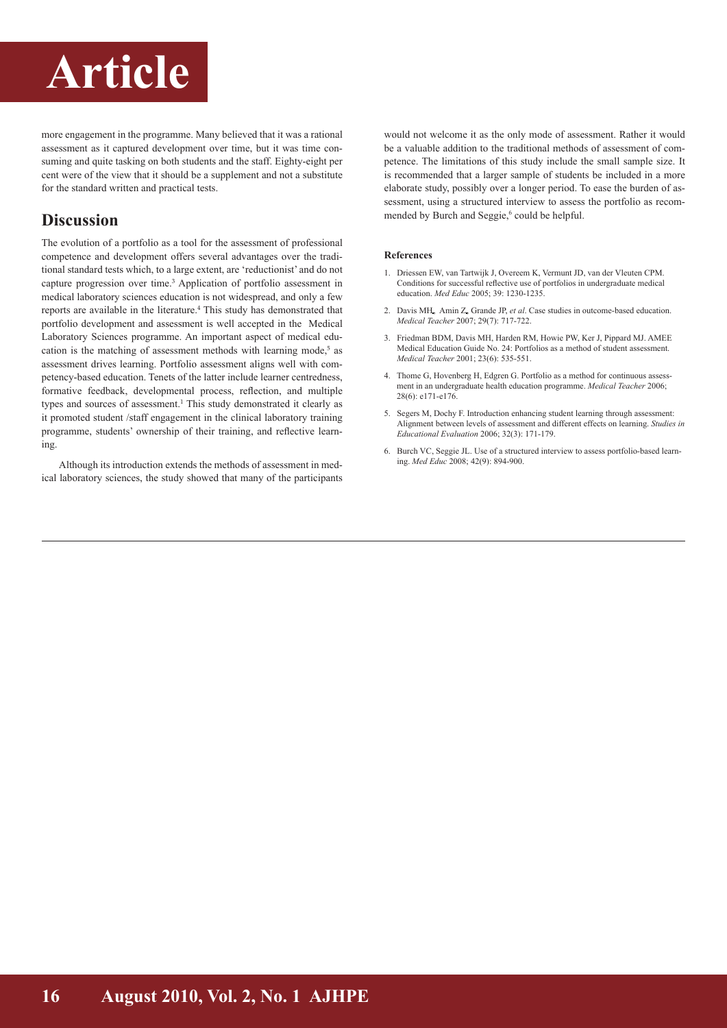more engagement in the programme. Many believed that it was a rational assessment as it captured development over time, but it was time consuming and quite tasking on both students and the staff. Eighty-eight per cent were of the view that it should be a supplement and not a substitute for the standard written and practical tests.

## Discussion

The evolution of a portfolio as a tool for the assessment of professional competence and development offers several advantages over the traditional standard tests which, to a large extent, are 'reductionist' and do not capture progression over time.[3] Application of portfolio assessment in medical laboratory sciences education is not widespread, and only a few reports are available in the literature.[4] This study has demonstrated that portfolio development and assessment is well accepted in the Medical Laboratory Sciences programme. An important aspect of medical education is the matching of assessment methods with learning mode,[5] as assessment drives learning. Portfolio assessment aligns well with competency-based education. Tenets of the latter include learner centredness, formative feedback, developmental process, reflection, and multiple types and sources of assessment.[1] This study demonstrated it clearly as it promoted student /staff engagement in the clinical laboratory training programme, students' ownership of their training, and reflective learning.

Although its introduction extends the methods of assessment in medical laboratory sciences, the study showed that many of the participants would not welcome it as the only mode of assessment. Rather it would be a valuable addition to the traditional methods of assessment of competence. The limitations of this study include the small sample size. It is recommended that a larger sample of students be included in a more elaborate study, possibly over a longer period. To ease the burden of assessment, using a structured interview to assess the portfolio as recommended by Burch and Seggie,[6] could be helpful.

### References

1. Driessen EW, van Tartwijk J, Overeem K, Vermunt JD, van der Vleuten CPM. Conditions for successful reflective use of portfolios in undergraduate medical education. *Med Educ* 2005; 39: 1230-1235.
2. Davis MH, Amin Z, Grande JP, *et al*. Case studies in outcome-based education. *Medical Teacher* 2007; 29(7): 717-722.
3. Friedman BDM, Davis MH, Harden RM, Howie PW, Ker J, Pippard MJ. AMEE Medical Education Guide No. 24: Portfolios as a method of student assessment. *Medical Teacher* 2001; 23(6): 535-551.
4. Thome G, Hovenberg H, Edgren G. Portfolio as a method for continuous assessment in an undergraduate health education programme. *Medical Teacher* 2006; 28(6): e171-e176.
5. Segers M, Dochy F. Introduction enhancing student learning through assessment: Alignment between levels of assessment and different effects on learning. *Studies in Educational Evaluation* 2006; 32(3): 171-179.
6. Burch VC, Seggie JL. Use of a structured interview to assess portfolio-based learning. *Med Educ* 2008; 42(9): 894-900.